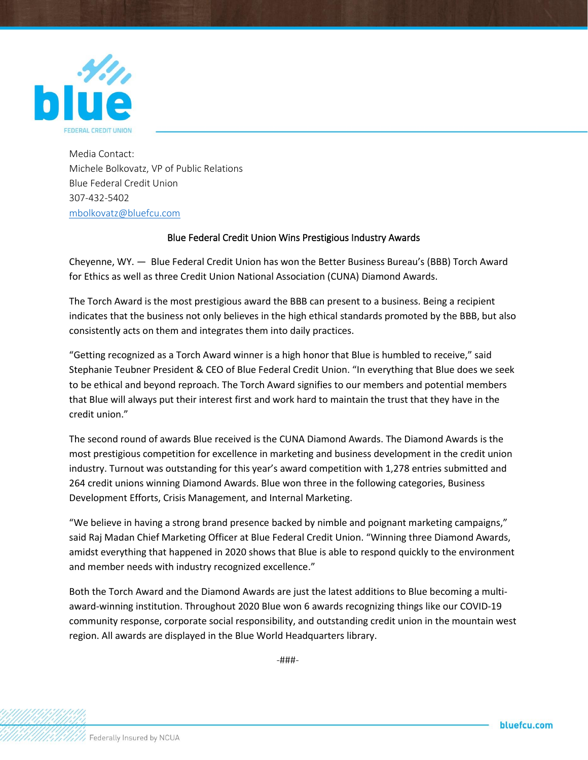Media Contact:
Michele Bolkovatz, VP of Public Relations
Blue Federal Credit Union
307-432-5402
mbolkovatz@bluefcu.com

## Blue Federal Credit Union Wins Prestigious Industry Awards

Cheyenne, WY. — Blue Federal Credit Union has won the Better Business Bureau's (BBB) Torch Award for Ethics as well as three Credit Union National Association (CUNA) Diamond Awards.

The Torch Award is the most prestigious award the BBB can present to a business. Being a recipient indicates that the business not only believes in the high ethical standards promoted by the BBB, but also consistently acts on them and integrates them into daily practices.

"Getting recognized as a Torch Award winner is a high honor that Blue is humbled to receive," said Stephanie Teubner President & CEO of Blue Federal Credit Union. "In everything that Blue does we seek to be ethical and beyond reproach. The Torch Award signifies to our members and potential members that Blue will always put their interest first and work hard to maintain the trust that they have in the credit union."

The second round of awards Blue received is the CUNA Diamond Awards. The Diamond Awards is the most prestigious competition for excellence in marketing and business development in the credit union industry. Turnout was outstanding for this year's award competition with 1,278 entries submitted and 264 credit unions winning Diamond Awards. Blue won three in the following categories, Business Development Efforts, Crisis Management, and Internal Marketing.

"We believe in having a strong brand presence backed by nimble and poignant marketing campaigns," said Raj Madan Chief Marketing Officer at Blue Federal Credit Union. "Winning three Diamond Awards, amidst everything that happened in 2020 shows that Blue is able to respond quickly to the environment and member needs with industry recognized excellence."

Both the Torch Award and the Diamond Awards are just the latest additions to Blue becoming a multi-award-winning institution. Throughout 2020 Blue won 6 awards recognizing things like our COVID-19 community response, corporate social responsibility, and outstanding credit union in the mountain west region. All awards are displayed in the Blue World Headquarters library.

-###-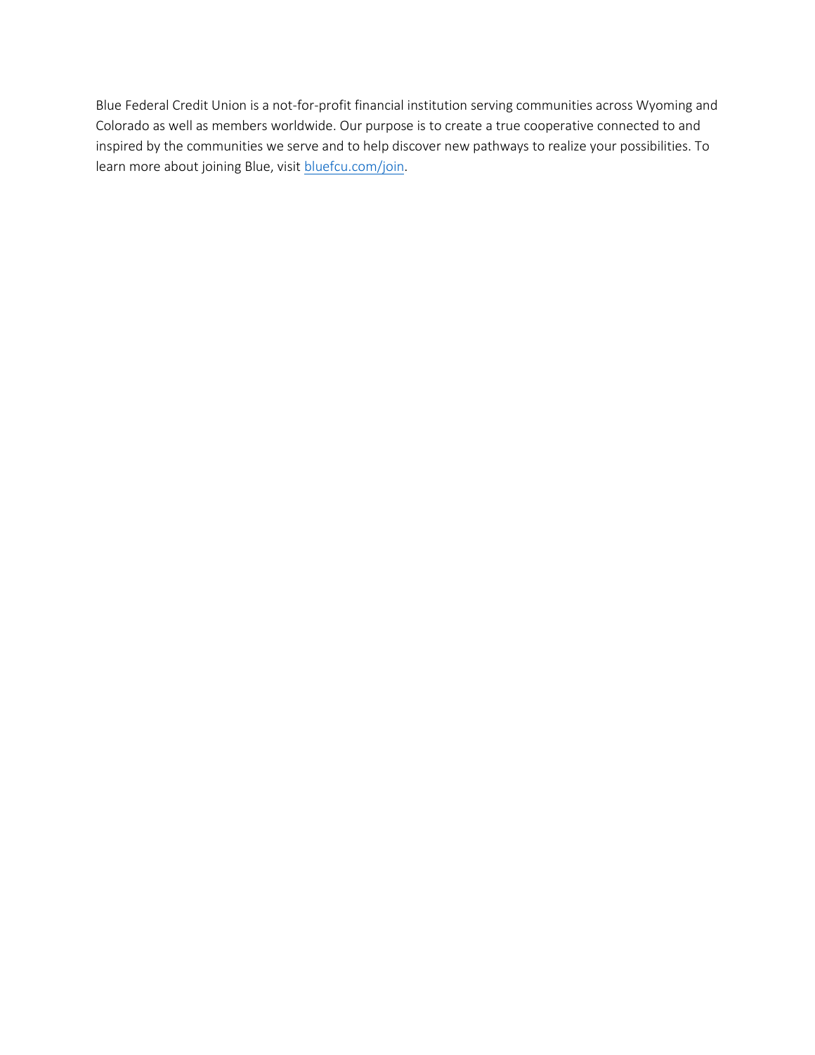Blue Federal Credit Union is a not-for-profit financial institution serving communities across Wyoming and Colorado as well as members worldwide. Our purpose is to create a true cooperative connected to and inspired by the communities we serve and to help discover new pathways to realize your possibilities. To learn more about joining Blue, visit [bluefcu.com/join](bluefcu.com/join).